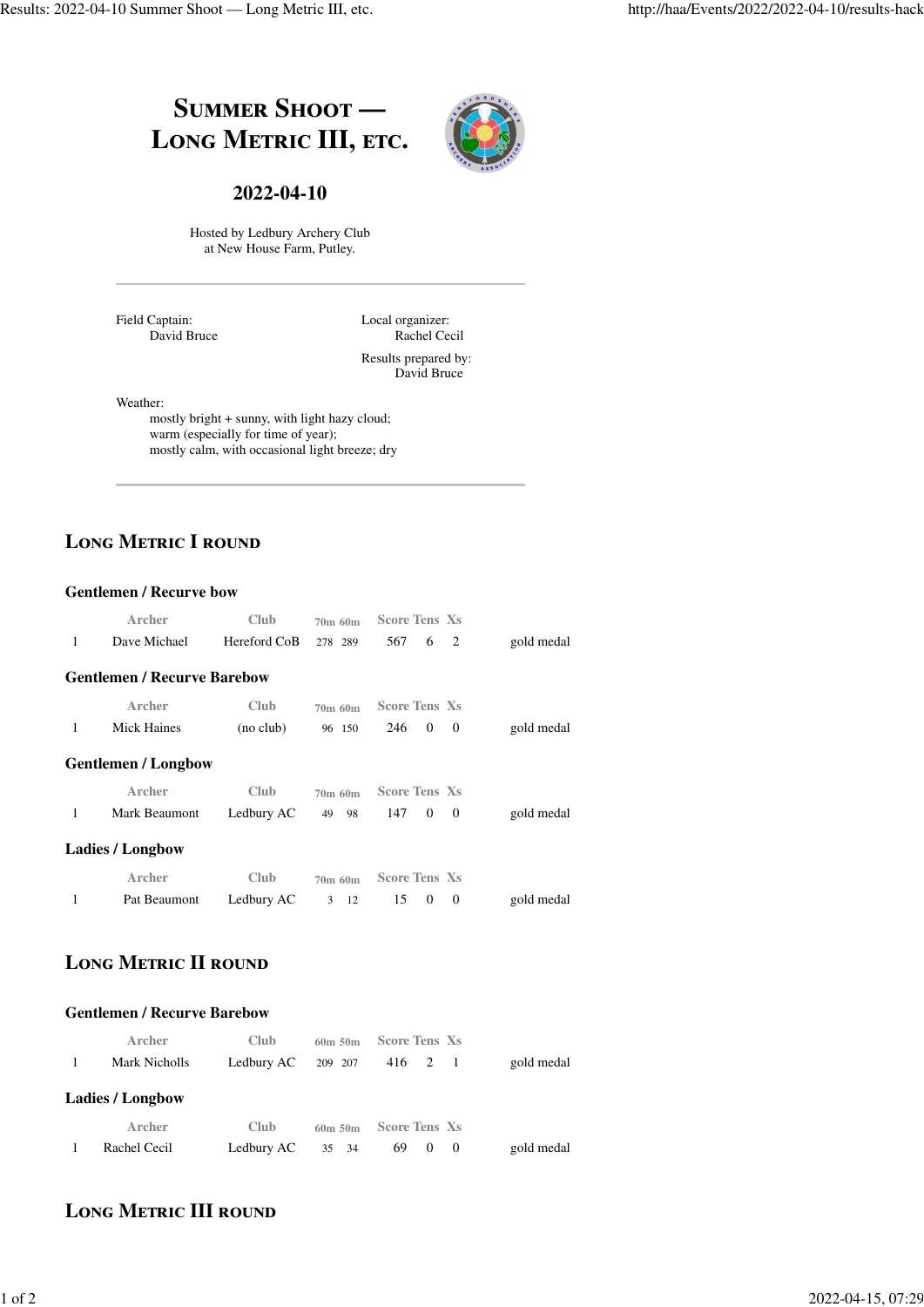# Summer Shoot — Long Metric III, etc.

## 2022-04-10

Hosted by Ledbury Archery Club
at New House Farm, Putley.

---

Field Captain:
David Bruce

Local organizer:
Rachel Cecil

Results prepared by:
David Bruce

Weather:
mostly bright + sunny, with light hazy cloud;
warm (especially for time of year);
mostly calm, with occasional light breeze; dry

---

## Long Metric I round

### Gentlemen / Recurve bow

| | Archer | Club | 70m | 60m | Score | Tens | Xs | |
|---|---|---|---|---|---|---|---|---|
| 1 | Dave Michael | Hereford CoB | 278 | 289 | 567 | 6 | 2 | gold medal |

### Gentlemen / Recurve Barebow

| | Archer | Club | 70m | 60m | Score | Tens | Xs | |
|---|---|---|---|---|---|---|---|---|
| 1 | Mick Haines | (no club) | 96 | 150 | 246 | 0 | 0 | gold medal |

### Gentlemen / Longbow

| | Archer | Club | 70m | 60m | Score | Tens | Xs | |
|---|---|---|---|---|---|---|---|---|
| 1 | Mark Beaumont | Ledbury AC | 49 | 98 | 147 | 0 | 0 | gold medal |

### Ladies / Longbow

| | Archer | Club | 70m | 60m | Score | Tens | Xs | |
|---|---|---|---|---|---|---|---|---|
| 1 | Pat Beaumont | Ledbury AC | 3 | 12 | 15 | 0 | 0 | gold medal |

## Long Metric II round

### Gentlemen / Recurve Barebow

| | Archer | Club | 60m | 50m | Score | Tens | Xs | |
|---|---|---|---|---|---|---|---|---|
| 1 | Mark Nicholls | Ledbury AC | 209 | 207 | 416 | 2 | 1 | gold medal |

### Ladies / Longbow

| | Archer | Club | 60m | 50m | Score | Tens | Xs | |
|---|---|---|---|---|---|---|---|---|
| 1 | Rachel Cecil | Ledbury AC | 35 | 34 | 69 | 0 | 0 | gold medal |

## Long Metric III round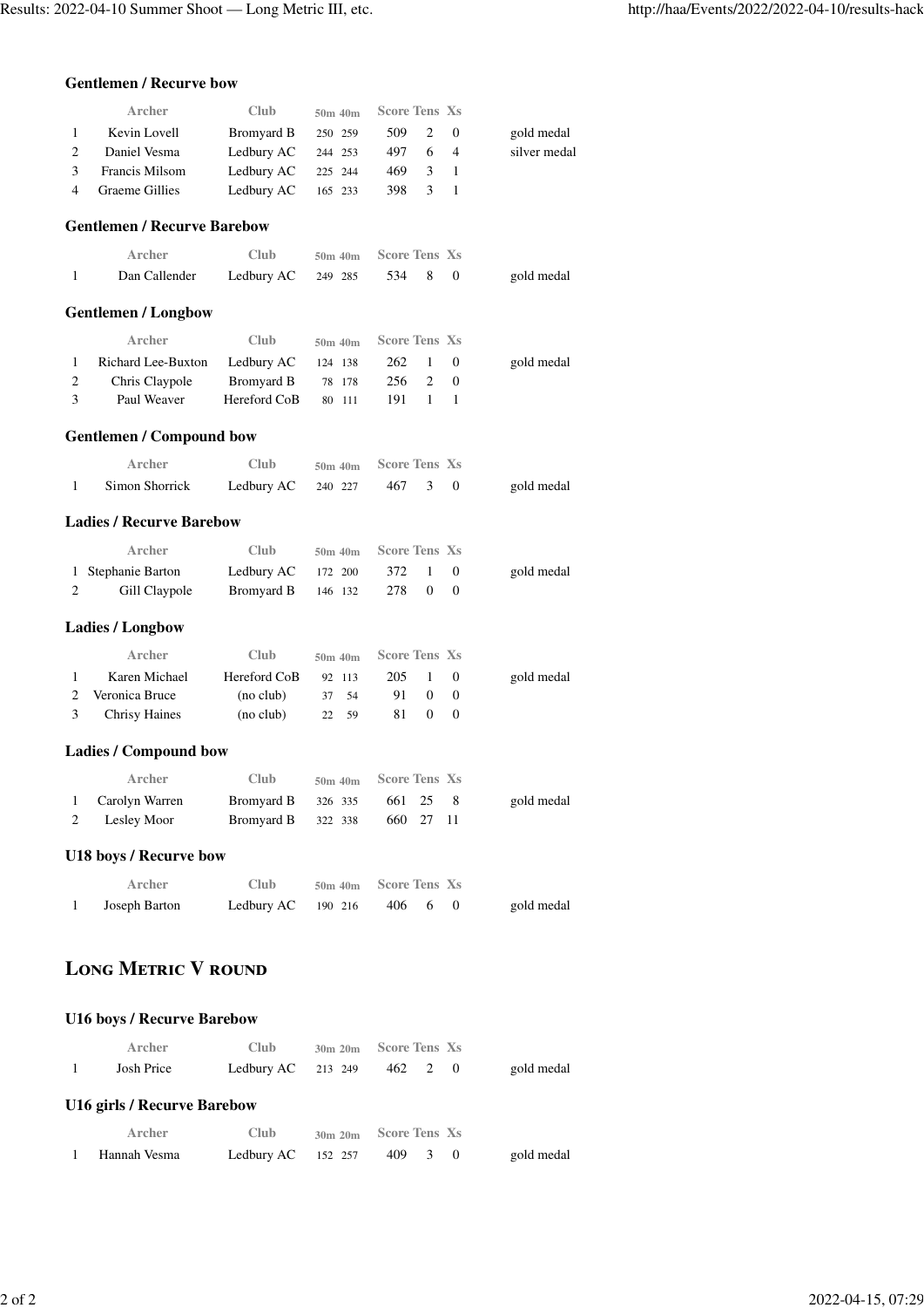### Gentlemen / Recurve bow

| | Archer | Club | 50m | 40m | Score | Tens | Xs | |
|---|---|---|---|---|---|---|---|---|
| 1 | Kevin Lovell | Bromyard B | 250 | 259 | 509 | 2 | 0 | gold medal |
| 2 | Daniel Vesma | Ledbury AC | 244 | 253 | 497 | 6 | 4 | silver medal |
| 3 | Francis Milsom | Ledbury AC | 225 | 244 | 469 | 3 | 1 | |
| 4 | Graeme Gillies | Ledbury AC | 165 | 233 | 398 | 3 | 1 | |

### Gentlemen / Recurve Barebow

| | Archer | Club | 50m | 40m | Score | Tens | Xs | |
|---|---|---|---|---|---|---|---|---|
| 1 | Dan Callender | Ledbury AC | 249 | 285 | 534 | 8 | 0 | gold medal |

### Gentlemen / Longbow

| | Archer | Club | 50m | 40m | Score | Tens | Xs | |
|---|---|---|---|---|---|---|---|---|
| 1 | Richard Lee-Buxton | Ledbury AC | 124 | 138 | 262 | 1 | 0 | gold medal |
| 2 | Chris Claypole | Bromyard B | 78 | 178 | 256 | 2 | 0 | |
| 3 | Paul Weaver | Hereford CoB | 80 | 111 | 191 | 1 | 1 | |

### Gentlemen / Compound bow

| | Archer | Club | 50m | 40m | Score | Tens | Xs | |
|---|---|---|---|---|---|---|---|---|
| 1 | Simon Shorrick | Ledbury AC | 240 | 227 | 467 | 3 | 0 | gold medal |

### Ladies / Recurve Barebow

| | Archer | Club | 50m | 40m | Score | Tens | Xs | |
|---|---|---|---|---|---|---|---|---|
| 1 | Stephanie Barton | Ledbury AC | 172 | 200 | 372 | 1 | 0 | gold medal |
| 2 | Gill Claypole | Bromyard B | 146 | 132 | 278 | 0 | 0 | |

### Ladies / Longbow

| | Archer | Club | 50m | 40m | Score | Tens | Xs | |
|---|---|---|---|---|---|---|---|---|
| 1 | Karen Michael | Hereford CoB | 92 | 113 | 205 | 1 | 0 | gold medal |
| 2 | Veronica Bruce | (no club) | 37 | 54 | 91 | 0 | 0 | |
| 3 | Chrisy Haines | (no club) | 22 | 59 | 81 | 0 | 0 | |

### Ladies / Compound bow

| | Archer | Club | 50m | 40m | Score | Tens | Xs | |
|---|---|---|---|---|---|---|---|---|
| 1 | Carolyn Warren | Bromyard B | 326 | 335 | 661 | 25 | 8 | gold medal |
| 2 | Lesley Moor | Bromyard B | 322 | 338 | 660 | 27 | 11 | |

### U18 boys / Recurve bow

| | Archer | Club | 50m | 40m | Score | Tens | Xs | |
|---|---|---|---|---|---|---|---|---|
| 1 | Joseph Barton | Ledbury AC | 190 | 216 | 406 | 6 | 0 | gold medal |

## Long Metric V round

### U16 boys / Recurve Barebow

| | Archer | Club | 30m | 20m | Score | Tens | Xs | |
|---|---|---|---|---|---|---|---|---|
| 1 | Josh Price | Ledbury AC | 213 | 249 | 462 | 2 | 0 | gold medal |

### U16 girls / Recurve Barebow

| | Archer | Club | 30m | 20m | Score | Tens | Xs | |
|---|---|---|---|---|---|---|---|---|
| 1 | Hannah Vesma | Ledbury AC | 152 | 257 | 409 | 3 | 0 | gold medal |